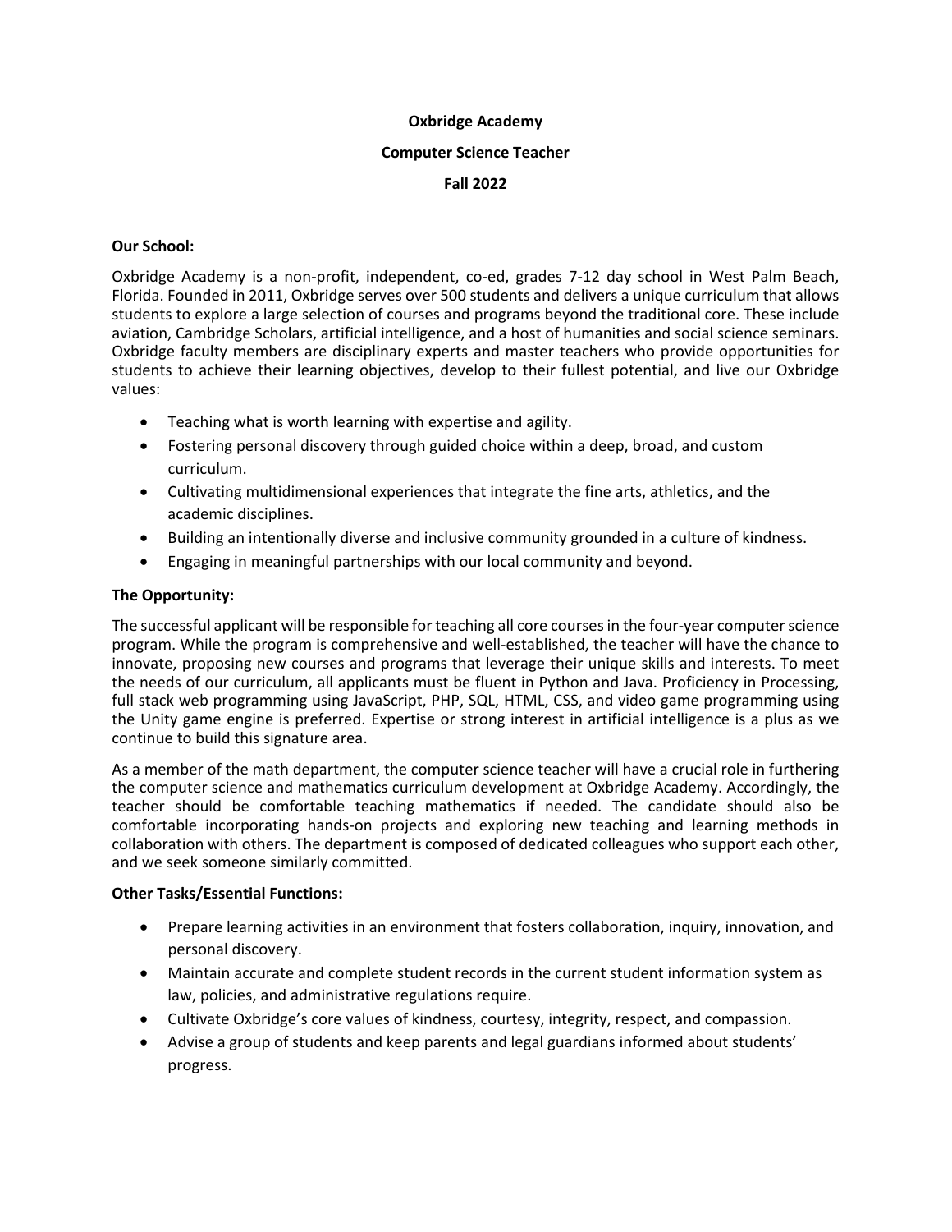**Oxbridge Academy**

**Computer Science Teacher**

**Fall 2022**

**Our School:**

Oxbridge Academy is a non-profit, independent, co-ed, grades 7-12 day school in West Palm Beach, Florida. Founded in 2011, Oxbridge serves over 500 students and delivers a unique curriculum that allows students to explore a large selection of courses and programs beyond the traditional core. These include aviation, Cambridge Scholars, artificial intelligence, and a host of humanities and social science seminars. Oxbridge faculty members are disciplinary experts and master teachers who provide opportunities for students to achieve their learning objectives, develop to their fullest potential, and live our Oxbridge values:

- Teaching what is worth learning with expertise and agility.
- Fostering personal discovery through guided choice within a deep, broad, and custom curriculum.
- Cultivating multidimensional experiences that integrate the fine arts, athletics, and the academic disciplines.
- Building an intentionally diverse and inclusive community grounded in a culture of kindness.
- Engaging in meaningful partnerships with our local community and beyond.

**The Opportunity:**

The successful applicant will be responsible for teaching all core courses in the four-year computer science program. While the program is comprehensive and well-established, the teacher will have the chance to innovate, proposing new courses and programs that leverage their unique skills and interests. To meet the needs of our curriculum, all applicants must be fluent in Python and Java. Proficiency in Processing, full stack web programming using JavaScript, PHP, SQL, HTML, CSS, and video game programming using the Unity game engine is preferred. Expertise or strong interest in artificial intelligence is a plus as we continue to build this signature area.

As a member of the math department, the computer science teacher will have a crucial role in furthering the computer science and mathematics curriculum development at Oxbridge Academy. Accordingly, the teacher should be comfortable teaching mathematics if needed. The candidate should also be comfortable incorporating hands-on projects and exploring new teaching and learning methods in collaboration with others. The department is composed of dedicated colleagues who support each other, and we seek someone similarly committed.

**Other Tasks/Essential Functions:**

- Prepare learning activities in an environment that fosters collaboration, inquiry, innovation, and personal discovery.
- Maintain accurate and complete student records in the current student information system as law, policies, and administrative regulations require.
- Cultivate Oxbridge's core values of kindness, courtesy, integrity, respect, and compassion.
- Advise a group of students and keep parents and legal guardians informed about students' progress.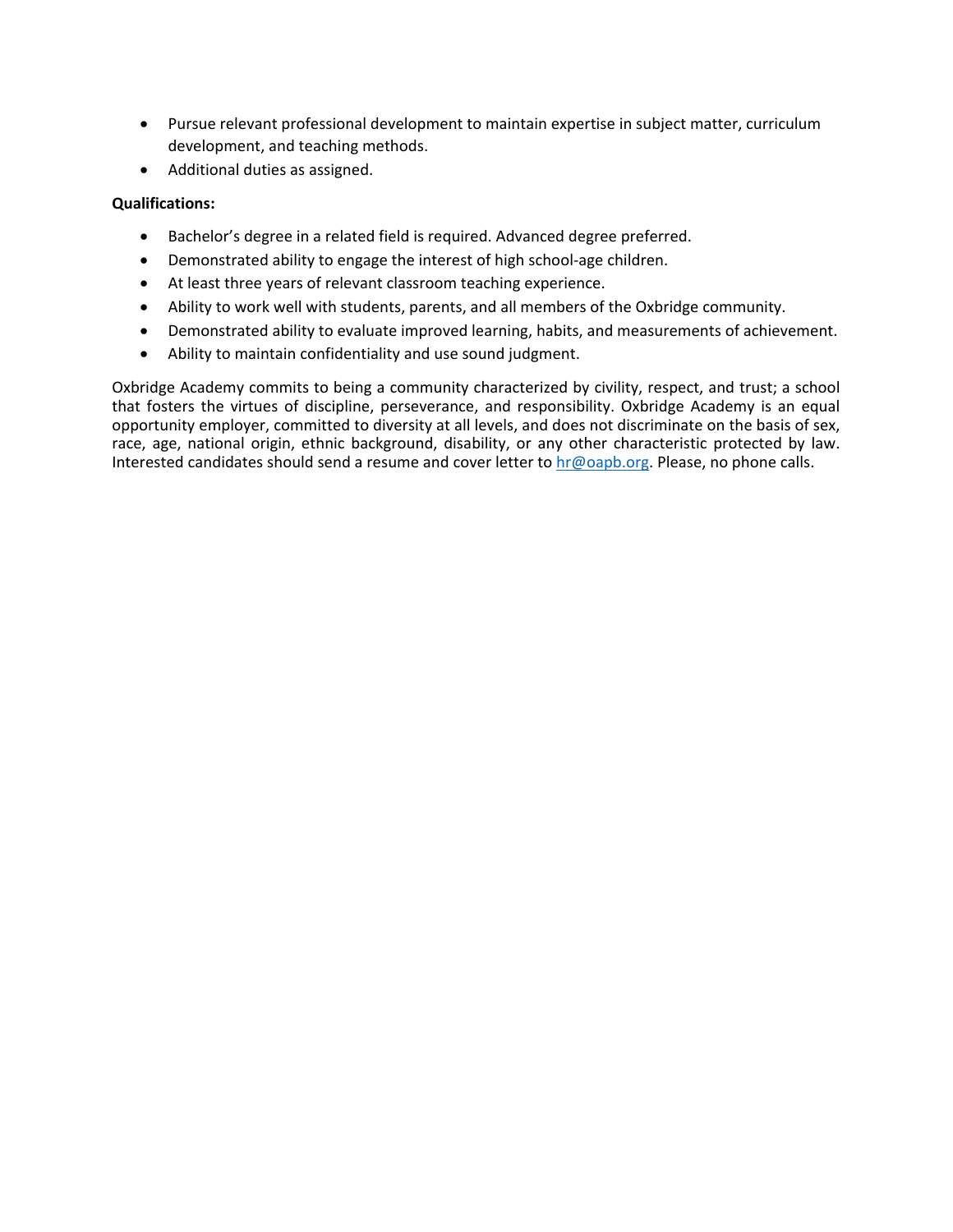- Pursue relevant professional development to maintain expertise in subject matter, curriculum development, and teaching methods.
- Additional duties as assigned.

**Qualifications:**

- Bachelor's degree in a related field is required. Advanced degree preferred.
- Demonstrated ability to engage the interest of high school-age children.
- At least three years of relevant classroom teaching experience.
- Ability to work well with students, parents, and all members of the Oxbridge community.
- Demonstrated ability to evaluate improved learning, habits, and measurements of achievement.
- Ability to maintain confidentiality and use sound judgment.

Oxbridge Academy commits to being a community characterized by civility, respect, and trust; a school that fosters the virtues of discipline, perseverance, and responsibility. Oxbridge Academy is an equal opportunity employer, committed to diversity at all levels, and does not discriminate on the basis of sex, race, age, national origin, ethnic background, disability, or any other characteristic protected by law. Interested candidates should send a resume and cover letter to hr@oapb.org. Please, no phone calls.